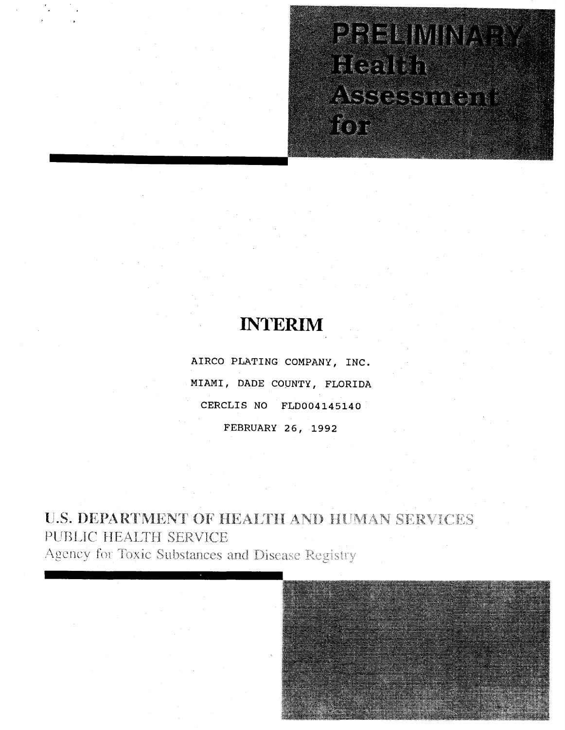# PRELIMINARY Health Assessment for

## INTERIM

AIRCO PLATING COMPANY, INC.

MIAMI, DADE COUNTY, FLORIDA

CERCLIS NO FLD004145140

FEBRUARY 26, 1992

U.S. DEPARTMENT OF HEALTH AND HUMAN SERVICES

PUBLIC HEALTH SERVICE

Agency for Toxic Substances and Disease Registry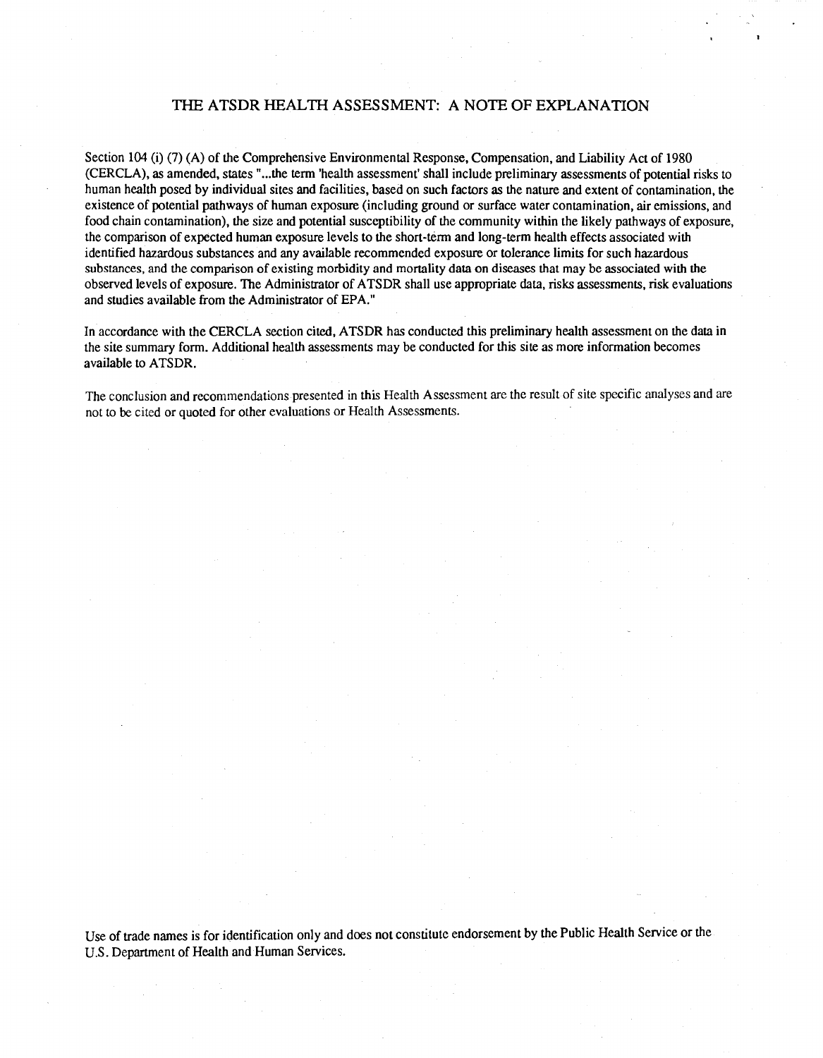## THE ATSDR HEALTH ASSESSMENT: A NOTE OF EXPLANATION

Section 104 (i) (7) (A) of the Comprehensive Environmental Response, Compensation, and Liability Act of 1980 (CERCLA), as amended, states "...the term 'health assessment' shall include preliminary assessments of potential risks to human health posed by individual sites and facilities, based on such factors as the nature and extent of contamination, the existence of potential pathways of human exposure (including ground or surface water contamination, air emissions, and food chain contamination), the size and potential susceptibility of the community within the likely pathways of exposure, the comparison of expected human exposure levels to the short-term and long-term health effects associated with identified hazardous substances and any available recommended exposure or tolerance limits for such hazardous substances, and the comparison of existing morbidity and mortality data on diseases that may be associated with the observed levels of exposure. The Administrator of ATSDR shall use appropriate data, risks assessments, risk evaluations and studies available from the Administrator of EPA."

In accordance with the CERCLA section cited, ATSDR has conducted this preliminary health assessment on the data in the site summary form. Additional health assessments may be conducted for this site as more information becomes available to ATSDR.

The conclusion and recommendations presented in this Health Assessment are the result of site specific analyses and are not to be cited or quoted for other evaluations or Health Assessments.

Use of trade names is for identification only and does not constitute endorsement by the Public Health Service or the U.S. Department of Health and Human Services.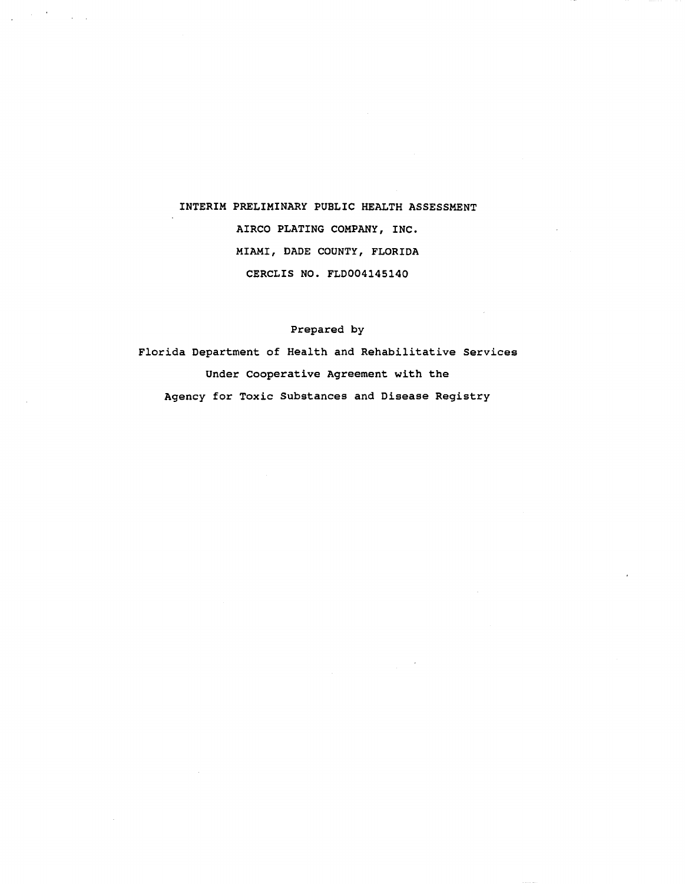# INTERIM PRELIMINARY PUBLIC HEALTH ASSESSMENT

AIRCO PLATING COMPANY, INC.

MIAMI, DADE COUNTY, FLORIDA

CERCLIS NO. FLD004145140

Prepared by

Florida Department of Health and Rehabilitative Services

Under Cooperative Agreement with the

Agency for Toxic Substances and Disease Registry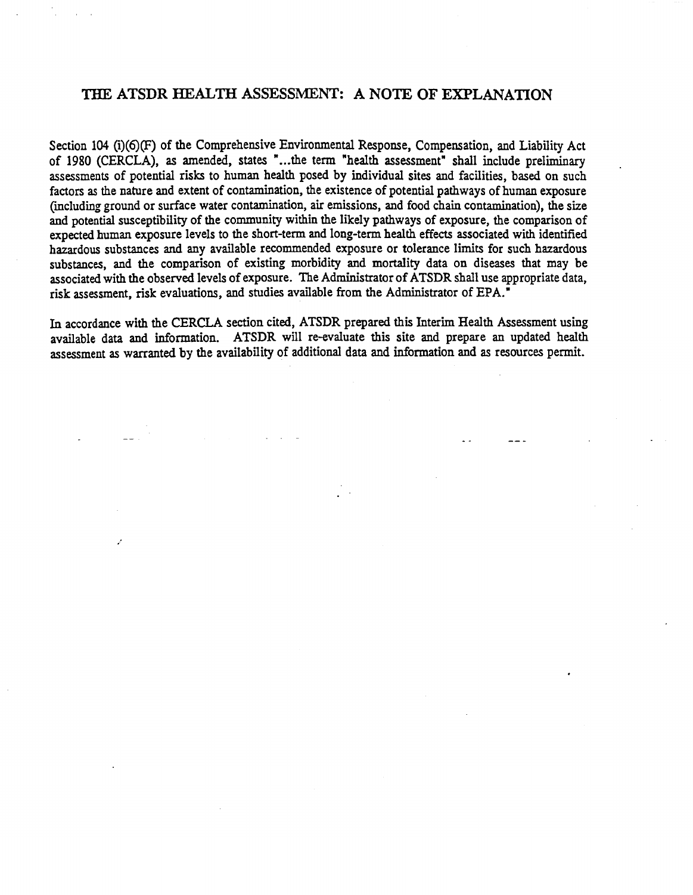# THE ATSDR HEALTH ASSESSMENT: A NOTE OF EXPLANATION

Section 104 (i)(6)(F) of the Comprehensive Environmental Response, Compensation, and Liability Act of 1980 (CERCLA), as amended, states "...the term "health assessment" shall include preliminary assessments of potential risks to human health posed by individual sites and facilities, based on such factors as the nature and extent of contamination, the existence of potential pathways of human exposure (including ground or surface water contamination, air emissions, and food chain contamination), the size and potential susceptibility of the community within the likely pathways of exposure, the comparison of expected human exposure levels to the short-term and long-term health effects associated with identified hazardous substances and any available recommended exposure or tolerance limits for such hazardous substances, and the comparison of existing morbidity and mortality data on diseases that may be associated with the observed levels of exposure. The Administrator of ATSDR shall use appropriate data, risk assessment, risk evaluations, and studies available from the Administrator of EPA."

In accordance with the CERCLA section cited, ATSDR prepared this Interim Health Assessment using available data and information. ATSDR will re-evaluate this site and prepare an updated health assessment as warranted by the availability of additional data and information and as resources permit.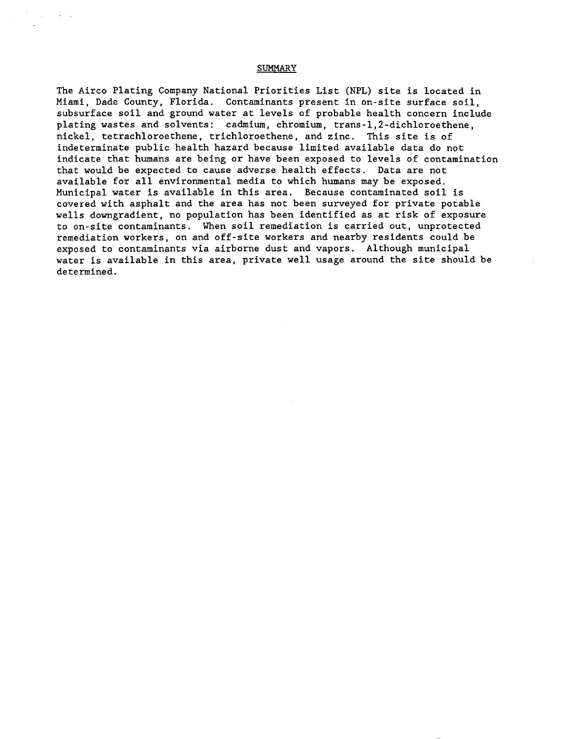## SUMMARY

The Airco Plating Company National Priorities List (NPL) site is located in Miami, Dade County, Florida. Contaminants present in on-site surface soil, subsurface soil and ground water at levels of probable health concern include plating wastes and solvents: cadmium, chromium, trans-1,2-dichloroethene, nickel, tetrachloroethene, trichloroethene, and zinc. This site is of indeterminate public health hazard because limited available data do not indicate that humans are being or have been exposed to levels of contamination that would be expected to cause adverse health effects. Data are not available for all environmental media to which humans may be exposed. Municipal water is available in this area. Because contaminated soil is covered with asphalt and the area has not been surveyed for private potable wells downgradient, no population has been identified as at risk of exposure to on-site contaminants. When soil remediation is carried out, unprotected remediation workers, on and off-site workers and nearby residents could be exposed to contaminants via airborne dust and vapors. Although municipal water is available in this area, private well usage around the site should be determined.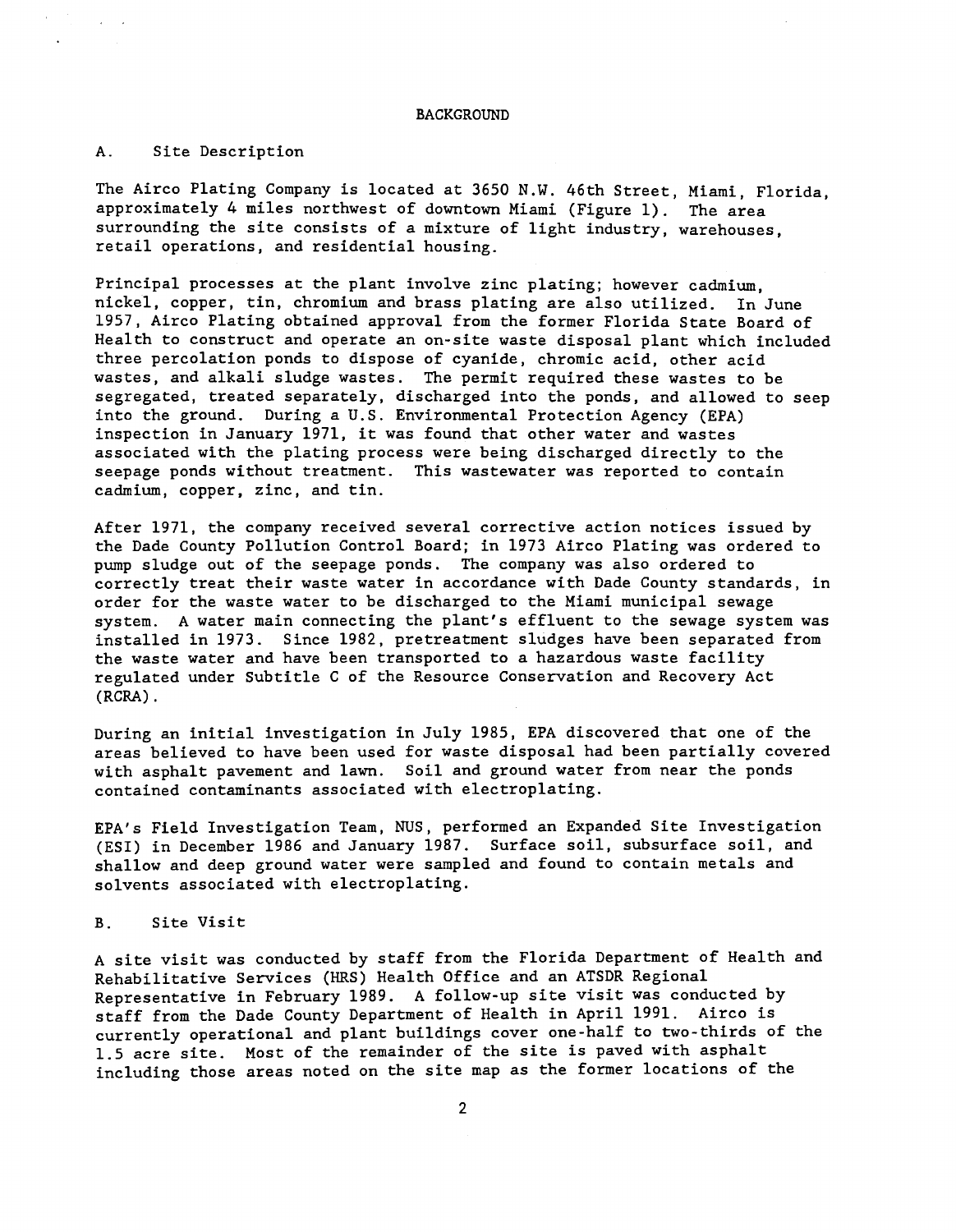# BACKGROUND

## A. Site Description

The Airco Plating Company is located at 3650 N.W. 46th Street, Miami, Florida, approximately 4 miles northwest of downtown Miami (Figure 1). The area surrounding the site consists of a mixture of light industry, warehouses, retail operations, and residential housing.

Principal processes at the plant involve zinc plating; however cadmium, nickel, copper, tin, chromium and brass plating are also utilized. In June 1957, Airco Plating obtained approval from the former Florida State Board of Health to construct and operate an on-site waste disposal plant which included three percolation ponds to dispose of cyanide, chromic acid, other acid wastes, and alkali sludge wastes. The permit required these wastes to be segregated, treated separately, discharged into the ponds, and allowed to seep into the ground. During a U.S. Environmental Protection Agency (EPA) inspection in January 1971, it was found that other water and wastes associated with the plating process were being discharged directly to the seepage ponds without treatment. This wastewater was reported to contain cadmium, copper, zinc, and tin.

After 1971, the company received several corrective action notices issued by the Dade County Pollution Control Board; in 1973 Airco Plating was ordered to pump sludge out of the seepage ponds. The company was also ordered to correctly treat their waste water in accordance with Dade County standards, in order for the waste water to be discharged to the Miami municipal sewage system. A water main connecting the plant's effluent to the sewage system was installed in 1973. Since 1982, pretreatment sludges have been separated from the waste water and have been transported to a hazardous waste facility regulated under Subtitle C of the Resource Conservation and Recovery Act (RCRA).

During an initial investigation in July 1985, EPA discovered that one of the areas believed to have been used for waste disposal had been partially covered with asphalt pavement and lawn. Soil and ground water from near the ponds contained contaminants associated with electroplating.

EPA's Field Investigation Team, NUS, performed an Expanded Site Investigation (ESI) in December 1986 and January 1987. Surface soil, subsurface soil, and shallow and deep ground water were sampled and found to contain metals and solvents associated with electroplating.

## B. Site Visit

A site visit was conducted by staff from the Florida Department of Health and Rehabilitative Services (HRS) Health Office and an ATSDR Regional Representative in February 1989. A follow-up site visit was conducted by staff from the Dade County Department of Health in April 1991. Airco is currently operational and plant buildings cover one-half to two-thirds of the 1.5 acre site. Most of the remainder of the site is paved with asphalt including those areas noted on the site map as the former locations of the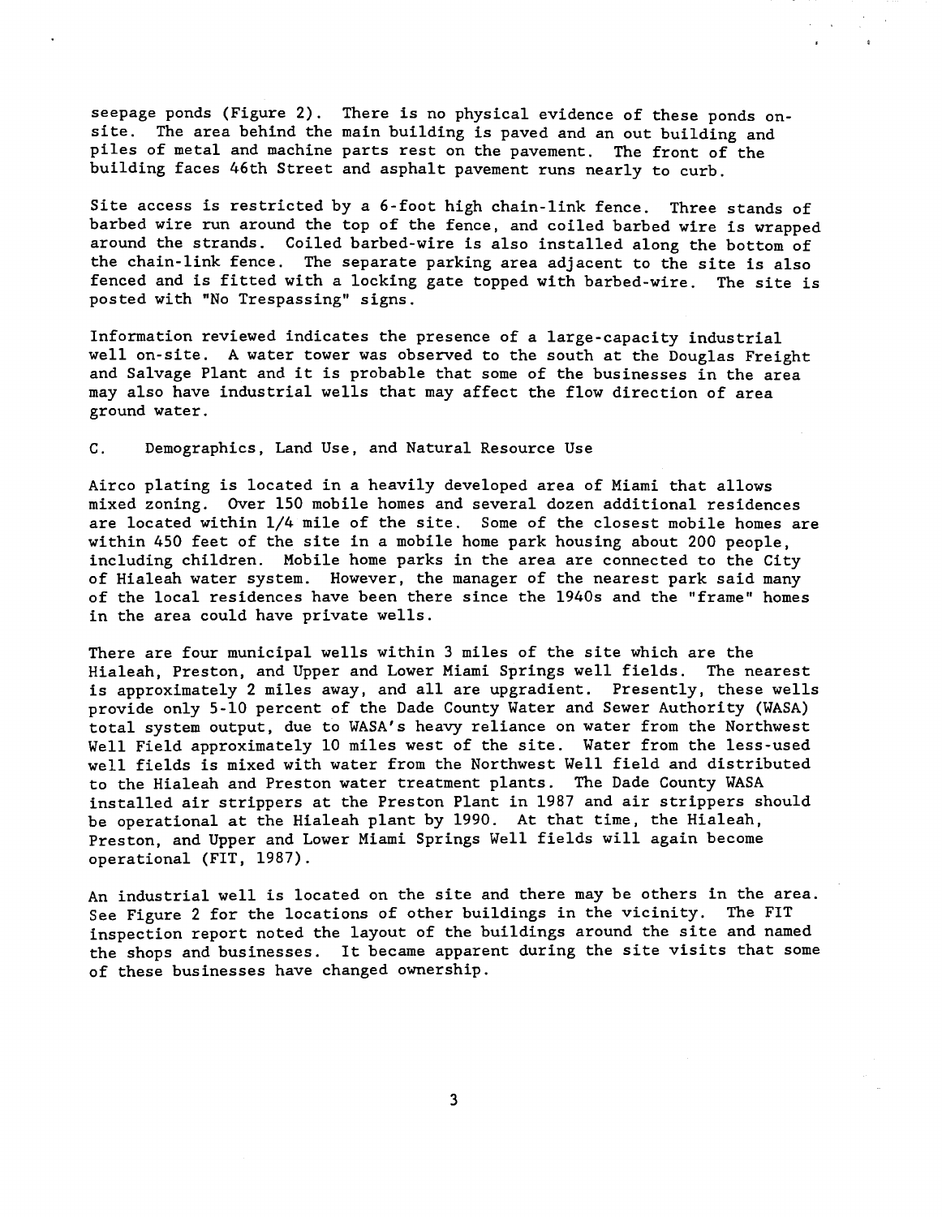seepage ponds (Figure 2). There is no physical evidence of these ponds on-site. The area behind the main building is paved and an out building and piles of metal and machine parts rest on the pavement. The front of the building faces 46th Street and asphalt pavement runs nearly to curb.

Site access is restricted by a 6-foot high chain-link fence. Three stands of barbed wire run around the top of the fence, and coiled barbed wire is wrapped around the strands. Coiled barbed-wire is also installed along the bottom of the chain-link fence. The separate parking area adjacent to the site is also fenced and is fitted with a locking gate topped with barbed-wire. The site is posted with "No Trespassing" signs.

Information reviewed indicates the presence of a large-capacity industrial well on-site. A water tower was observed to the south at the Douglas Freight and Salvage Plant and it is probable that some of the businesses in the area may also have industrial wells that may affect the flow direction of area ground water.

## C. Demographics, Land Use, and Natural Resource Use

Airco plating is located in a heavily developed area of Miami that allows mixed zoning. Over 150 mobile homes and several dozen additional residences are located within 1/4 mile of the site. Some of the closest mobile homes are within 450 feet of the site in a mobile home park housing about 200 people, including children. Mobile home parks in the area are connected to the City of Hialeah water system. However, the manager of the nearest park said many of the local residences have been there since the 1940s and the "frame" homes in the area could have private wells.

There are four municipal wells within 3 miles of the site which are the Hialeah, Preston, and Upper and Lower Miami Springs well fields. The nearest is approximately 2 miles away, and all are upgradient. Presently, these wells provide only 5-10 percent of the Dade County Water and Sewer Authority (WASA) total system output, due to WASA's heavy reliance on water from the Northwest Well Field approximately 10 miles west of the site. Water from the less-used well fields is mixed with water from the Northwest Well field and distributed to the Hialeah and Preston water treatment plants. The Dade County WASA installed air strippers at the Preston Plant in 1987 and air strippers should be operational at the Hialeah plant by 1990. At that time, the Hialeah, Preston, and Upper and Lower Miami Springs Well fields will again become operational (FIT, 1987).

An industrial well is located on the site and there may be others in the area. See Figure 2 for the locations of other buildings in the vicinity. The FIT inspection report noted the layout of the buildings around the site and named the shops and businesses. It became apparent during the site visits that some of these businesses have changed ownership.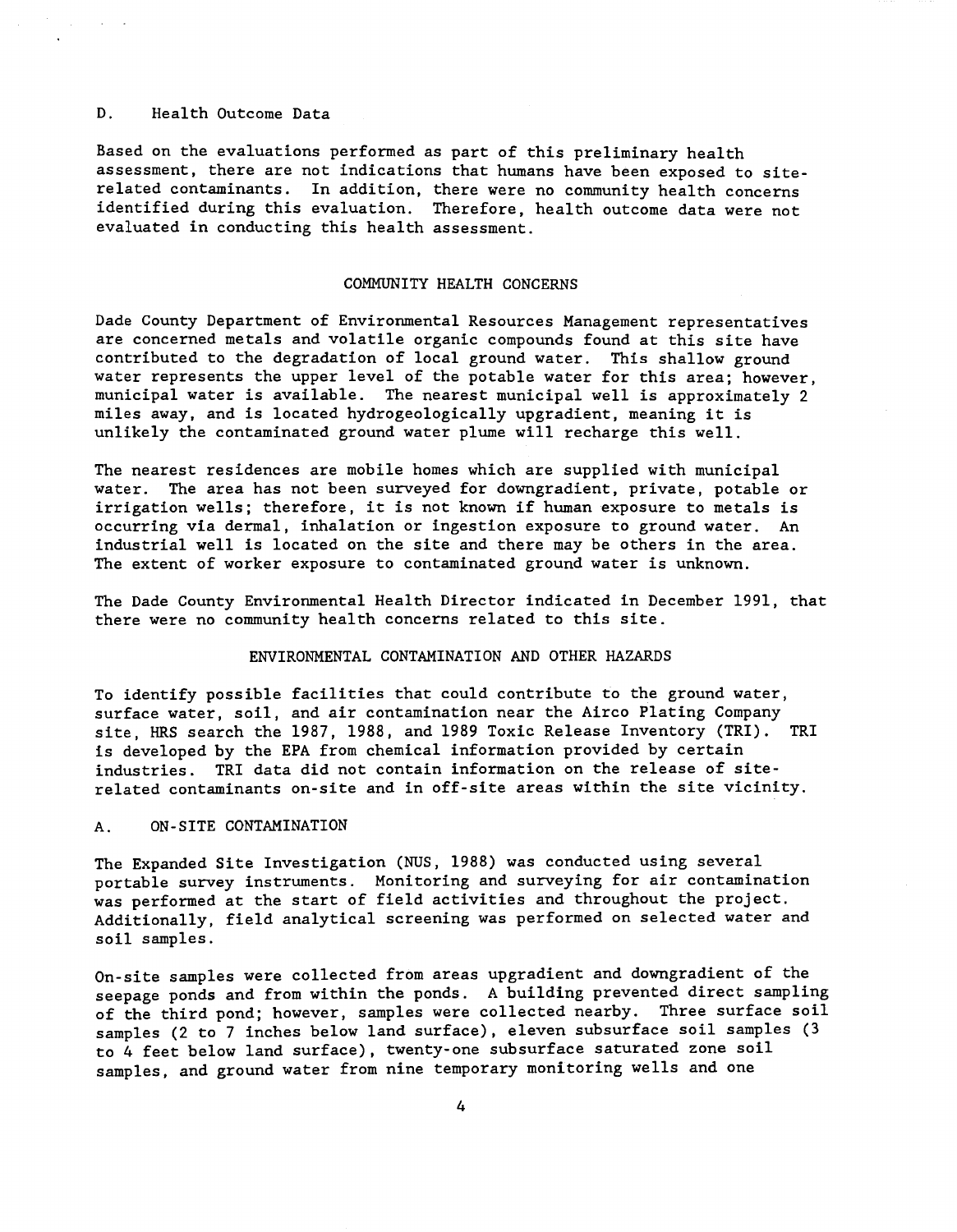### D. Health Outcome Data

Based on the evaluations performed as part of this preliminary health assessment, there are not indications that humans have been exposed to site-related contaminants. In addition, there were no community health concerns identified during this evaluation. Therefore, health outcome data were not evaluated in conducting this health assessment.

## COMMUNITY HEALTH CONCERNS

Dade County Department of Environmental Resources Management representatives are concerned metals and volatile organic compounds found at this site have contributed to the degradation of local ground water. This shallow ground water represents the upper level of the potable water for this area; however, municipal water is available. The nearest municipal well is approximately 2 miles away, and is located hydrogeologically upgradient, meaning it is unlikely the contaminated ground water plume will recharge this well.

The nearest residences are mobile homes which are supplied with municipal water. The area has not been surveyed for downgradient, private, potable or irrigation wells; therefore, it is not known if human exposure to metals is occurring via dermal, inhalation or ingestion exposure to ground water. An industrial well is located on the site and there may be others in the area. The extent of worker exposure to contaminated ground water is unknown.

The Dade County Environmental Health Director indicated in December 1991, that there were no community health concerns related to this site.

## ENVIRONMENTAL CONTAMINATION AND OTHER HAZARDS

To identify possible facilities that could contribute to the ground water, surface water, soil, and air contamination near the Airco Plating Company site, HRS search the 1987, 1988, and 1989 Toxic Release Inventory (TRI). TRI is developed by the EPA from chemical information provided by certain industries. TRI data did not contain information on the release of site-related contaminants on-site and in off-site areas within the site vicinity.

### A. ON-SITE CONTAMINATION

The Expanded Site Investigation (NUS, 1988) was conducted using several portable survey instruments. Monitoring and surveying for air contamination was performed at the start of field activities and throughout the project. Additionally, field analytical screening was performed on selected water and soil samples.

On-site samples were collected from areas upgradient and downgradient of the seepage ponds and from within the ponds. A building prevented direct sampling of the third pond; however, samples were collected nearby. Three surface soil samples (2 to 7 inches below land surface), eleven subsurface soil samples (3 to 4 feet below land surface), twenty-one subsurface saturated zone soil samples, and ground water from nine temporary monitoring wells and one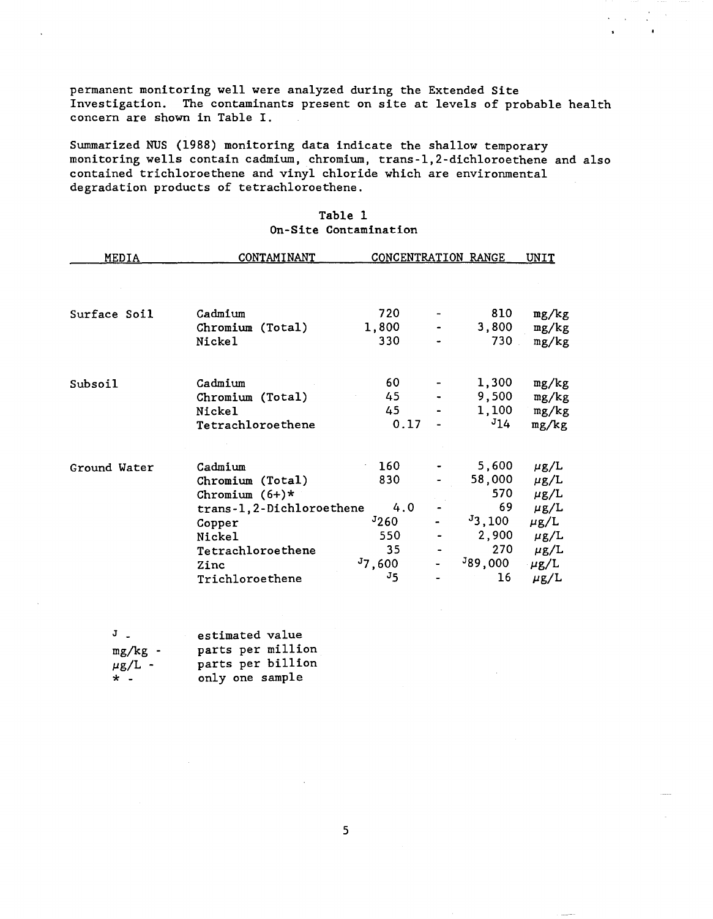permanent monitoring well were analyzed during the Extended Site Investigation. The contaminants present on site at levels of probable health concern are shown in Table I.

Summarized NUS (1988) monitoring data indicate the shallow temporary monitoring wells contain cadmium, chromium, trans-1,2-dichloroethene and also contained trichloroethene and vinyl chloride which are environmental degradation products of tetrachloroethene.

**Table 1**
**On-Site Contamination**

| MEDIA | CONTAMINANT | CONCENTRATION RANGE | | | UNIT |
|---|---|---|---|---|---|
| Surface Soil | Cadmium | 720 | - | 810 | mg/kg |
| | Chromium (Total) | 1,800 | - | 3,800 | mg/kg |
| | Nickel | 330 | - | 730 | mg/kg |
| Subsoil | Cadmium | 60 | - | 1,300 | mg/kg |
| | Chromium (Total) | 45 | - | 9,500 | mg/kg |
| | Nickel | 45 | - | 1,100 | mg/kg |
| | Tetrachloroethene | 0.17 | - | J14 | mg/kg |
| Ground Water | Cadmium | 160 | - | 5,600 | μg/L |
| | Chromium (Total) | 830 | - | 58,000 | μg/L |
| | Chromium (6+)* | | | 570 | μg/L |
| | trans-1,2-Dichloroethene | 4.0 | - | 69 | μg/L |
| | Copper | J260 | - | J3,100 | μg/L |
| | Nickel | 550 | - | 2,900 | μg/L |
| | Tetrachloroethene | 35 | - | 270 | μg/L |
| | Zinc | J7,600 | - | J89,000 | μg/L |
| | Trichloroethene | J5 | - | 16 | μg/L |

J - estimated value
mg/kg - parts per million
μg/L - parts per billion
* - only one sample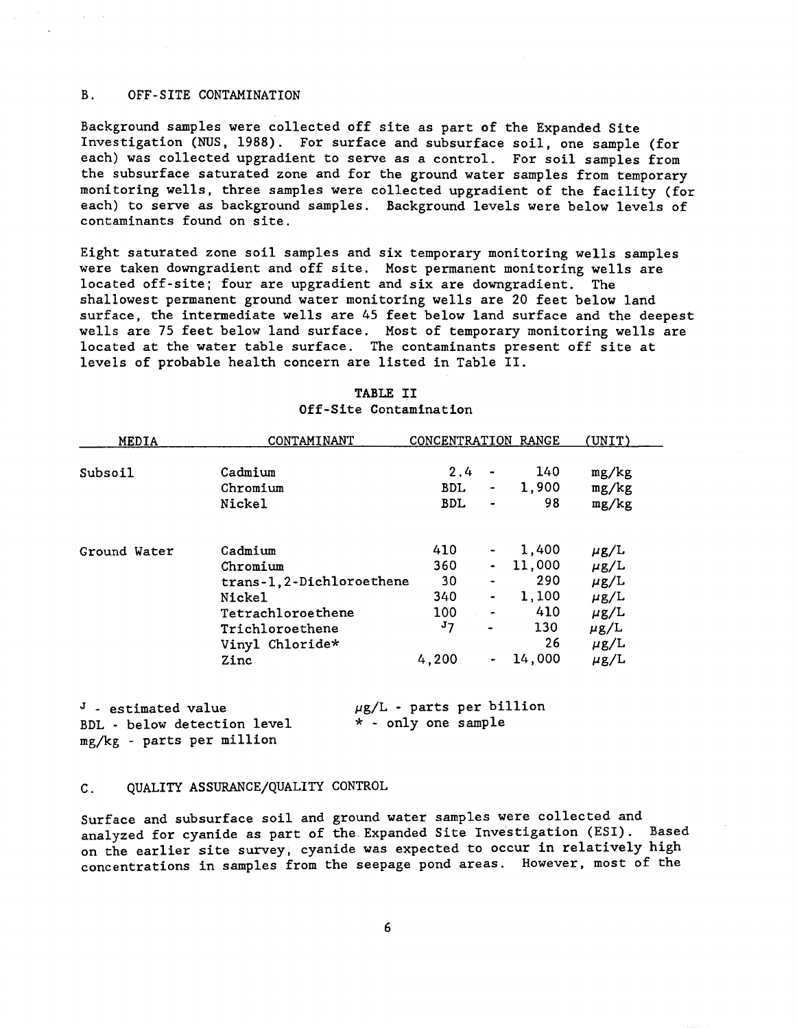## B. OFF-SITE CONTAMINATION

Background samples were collected off site as part of the Expanded Site Investigation (NUS, 1988). For surface and subsurface soil, one sample (for each) was collected upgradient to serve as a control. For soil samples from the subsurface saturated zone and for the ground water samples from temporary monitoring wells, three samples were collected upgradient of the facility (for each) to serve as background samples. Background levels were below levels of contaminants found on site.

Eight saturated zone soil samples and six temporary monitoring wells samples were taken downgradient and off site. Most permanent monitoring wells are located off-site; four are upgradient and six are downgradient. The shallowest permanent ground water monitoring wells are 20 feet below land surface, the intermediate wells are 45 feet below land surface and the deepest wells are 75 feet below land surface. Most of temporary monitoring wells are located at the water table surface. The contaminants present off site at levels of probable health concern are listed in Table II.

**TABLE II**
**Off-Site Contamination**

| MEDIA | CONTAMINANT | CONCENTRATION RANGE | (UNIT) |
|---|---|---|---|
| Subsoil | Cadmium | 2.4 - 140 | mg/kg |
| | Chromium | BDL - 1,900 | mg/kg |
| | Nickel | BDL - 98 | mg/kg |
| Ground Water | Cadmium | 410 - 1,400 | μg/L |
| | Chromium | 360 - 11,000 | μg/L |
| | trans-1,2-Dichloroethene | 30 - 290 | μg/L |
| | Nickel | 340 - 1,100 | μg/L |
| | Tetrachloroethene | 100 - 410 | μg/L |
| | Trichloroethene | J7 - 130 | μg/L |
| | Vinyl Chloride* | 26 | μg/L |
| | Zinc | 4,200 - 14,000 | μg/L |

J - estimated value
BDL - below detection level
mg/kg - parts per million
μg/L - parts per billion
\* - only one sample

## C. QUALITY ASSURANCE/QUALITY CONTROL

Surface and subsurface soil and ground water samples were collected and analyzed for cyanide as part of the Expanded Site Investigation (ESI). Based on the earlier site survey, cyanide was expected to occur in relatively high concentrations in samples from the seepage pond areas. However, most of the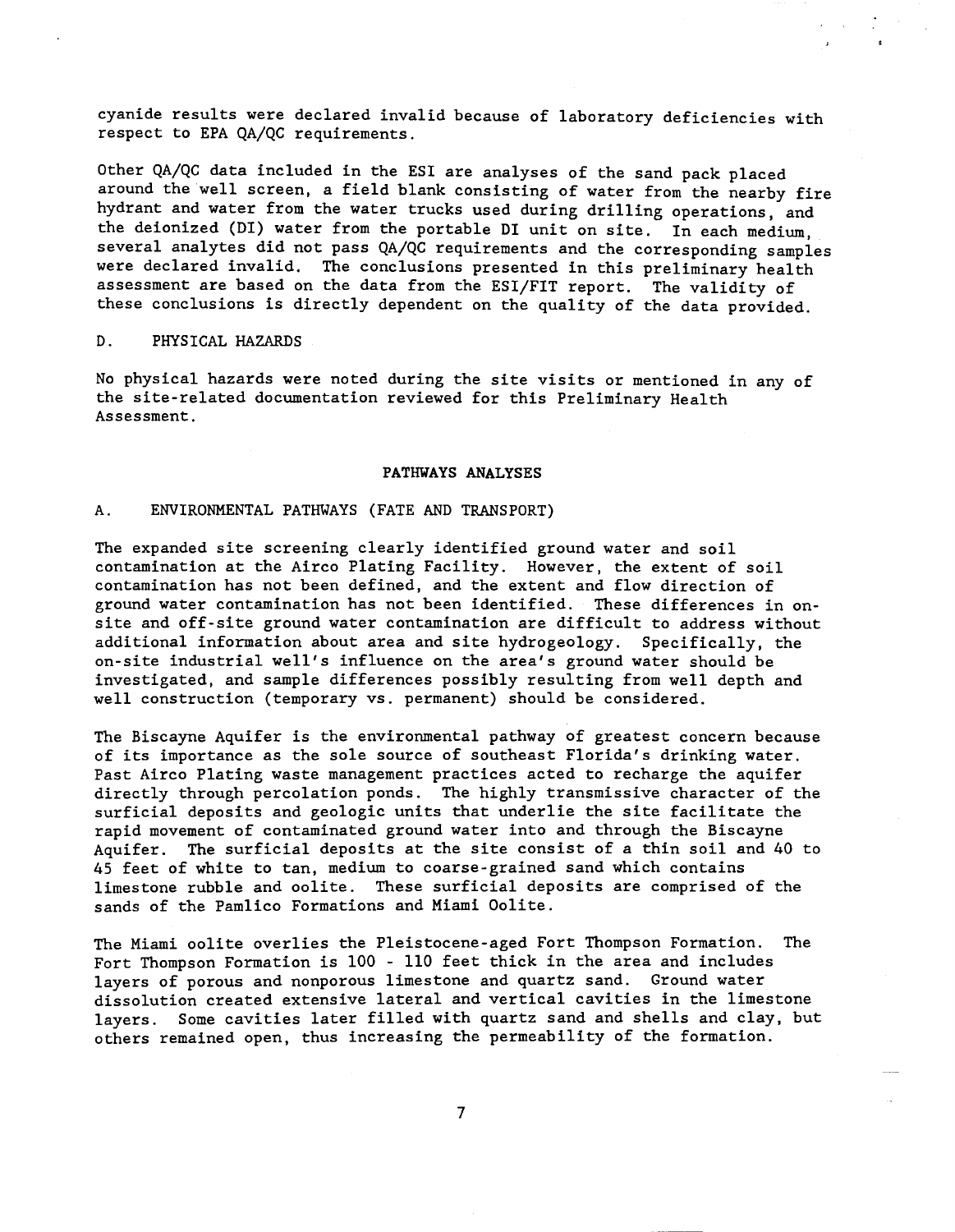cyanide results were declared invalid because of laboratory deficiencies with respect to EPA QA/QC requirements.

Other QA/QC data included in the ESI are analyses of the sand pack placed around the well screen, a field blank consisting of water from the nearby fire hydrant and water from the water trucks used during drilling operations, and the deionized (DI) water from the portable DI unit on site. In each medium, several analytes did not pass QA/QC requirements and the corresponding samples were declared invalid. The conclusions presented in this preliminary health assessment are based on the data from the ESI/FIT report. The validity of these conclusions is directly dependent on the quality of the data provided.

### D. PHYSICAL HAZARDS

No physical hazards were noted during the site visits or mentioned in any of the site-related documentation reviewed for this Preliminary Health Assessment.

## PATHWAYS ANALYSES

### A. ENVIRONMENTAL PATHWAYS (FATE AND TRANSPORT)

The expanded site screening clearly identified ground water and soil contamination at the Airco Plating Facility. However, the extent of soil contamination has not been defined, and the extent and flow direction of ground water contamination has not been identified. These differences in on-site and off-site ground water contamination are difficult to address without additional information about area and site hydrogeology. Specifically, the on-site industrial well's influence on the area's ground water should be investigated, and sample differences possibly resulting from well depth and well construction (temporary vs. permanent) should be considered.

The Biscayne Aquifer is the environmental pathway of greatest concern because of its importance as the sole source of southeast Florida's drinking water. Past Airco Plating waste management practices acted to recharge the aquifer directly through percolation ponds. The highly transmissive character of the surficial deposits and geologic units that underlie the site facilitate the rapid movement of contaminated ground water into and through the Biscayne Aquifer. The surficial deposits at the site consist of a thin soil and 40 to 45 feet of white to tan, medium to coarse-grained sand which contains limestone rubble and oolite. These surficial deposits are comprised of the sands of the Pamlico Formations and Miami Oolite.

The Miami oolite overlies the Pleistocene-aged Fort Thompson Formation. The Fort Thompson Formation is 100 - 110 feet thick in the area and includes layers of porous and nonporous limestone and quartz sand. Ground water dissolution created extensive lateral and vertical cavities in the limestone layers. Some cavities later filled with quartz sand and shells and clay, but others remained open, thus increasing the permeability of the formation.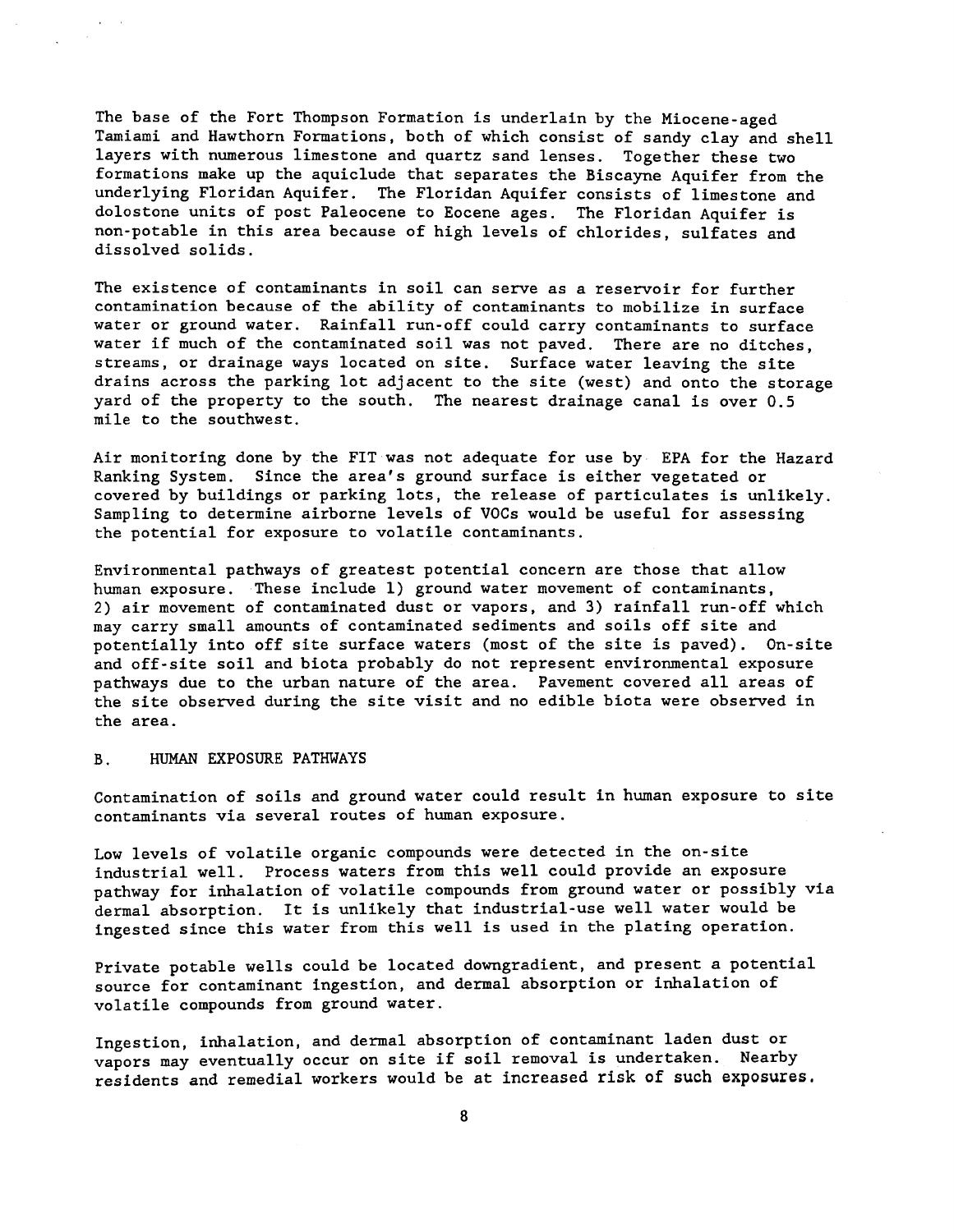The base of the Fort Thompson Formation is underlain by the Miocene-aged Tamiami and Hawthorn Formations, both of which consist of sandy clay and shell layers with numerous limestone and quartz sand lenses. Together these two formations make up the aquiclude that separates the Biscayne Aquifer from the underlying Floridan Aquifer. The Floridan Aquifer consists of limestone and dolostone units of post Paleocene to Eocene ages. The Floridan Aquifer is non-potable in this area because of high levels of chlorides, sulfates and dissolved solids.

The existence of contaminants in soil can serve as a reservoir for further contamination because of the ability of contaminants to mobilize in surface water or ground water. Rainfall run-off could carry contaminants to surface water if much of the contaminated soil was not paved. There are no ditches, streams, or drainage ways located on site. Surface water leaving the site drains across the parking lot adjacent to the site (west) and onto the storage yard of the property to the south. The nearest drainage canal is over 0.5 mile to the southwest.

Air monitoring done by the FIT was not adequate for use by EPA for the Hazard Ranking System. Since the area's ground surface is either vegetated or covered by buildings or parking lots, the release of particulates is unlikely. Sampling to determine airborne levels of VOCs would be useful for assessing the potential for exposure to volatile contaminants.

Environmental pathways of greatest potential concern are those that allow human exposure. These include 1) ground water movement of contaminants, 2) air movement of contaminated dust or vapors, and 3) rainfall run-off which may carry small amounts of contaminated sediments and soils off site and potentially into off site surface waters (most of the site is paved). On-site and off-site soil and biota probably do not represent environmental exposure pathways due to the urban nature of the area. Pavement covered all areas of the site observed during the site visit and no edible biota were observed in the area.

## B. HUMAN EXPOSURE PATHWAYS

Contamination of soils and ground water could result in human exposure to site contaminants via several routes of human exposure.

Low levels of volatile organic compounds were detected in the on-site industrial well. Process waters from this well could provide an exposure pathway for inhalation of volatile compounds from ground water or possibly via dermal absorption. It is unlikely that industrial-use well water would be ingested since this water from this well is used in the plating operation.

Private potable wells could be located downgradient, and present a potential source for contaminant ingestion, and dermal absorption or inhalation of volatile compounds from ground water.

Ingestion, inhalation, and dermal absorption of contaminant laden dust or vapors may eventually occur on site if soil removal is undertaken. Nearby residents and remedial workers would be at increased risk of such exposures.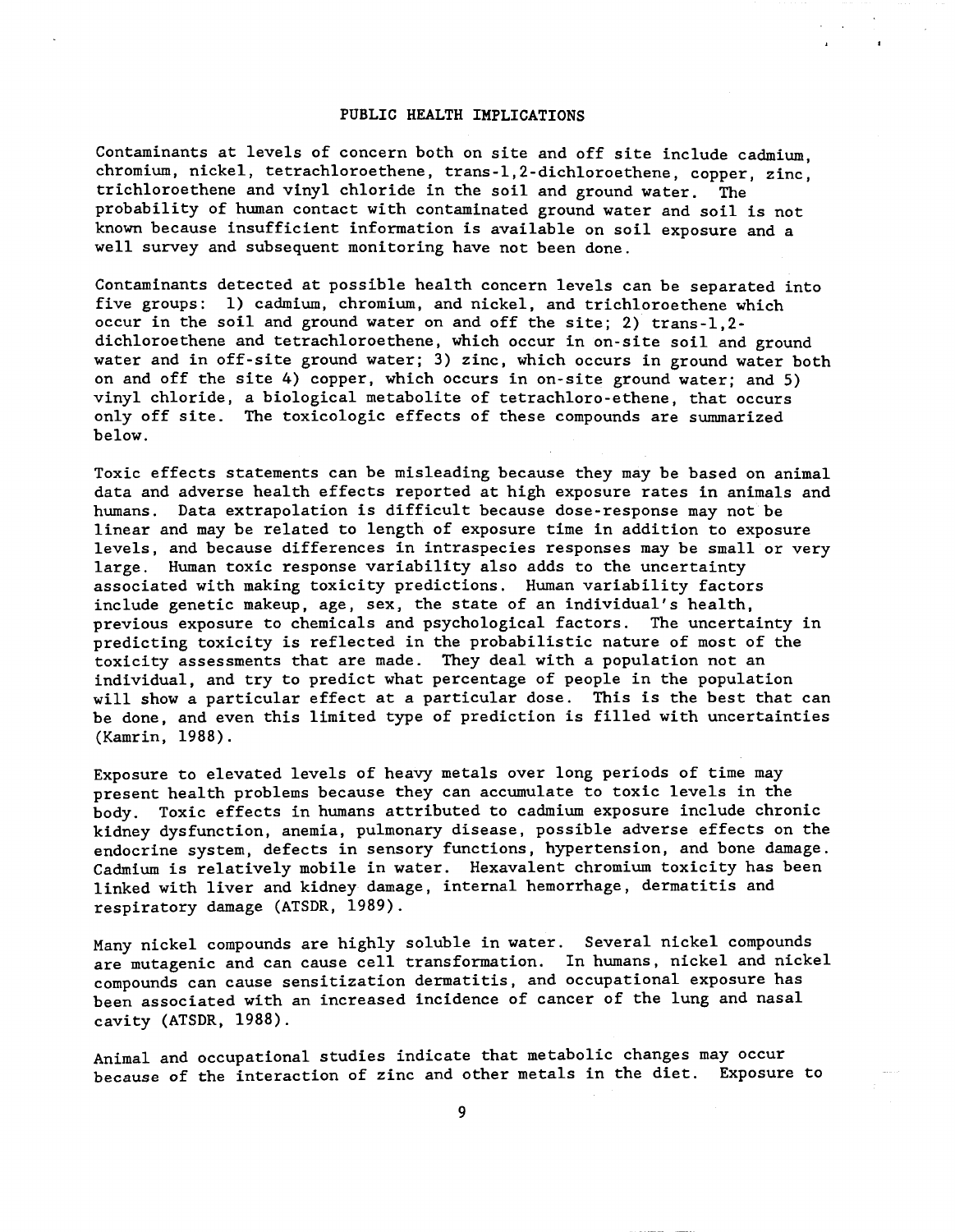## PUBLIC HEALTH IMPLICATIONS

Contaminants at levels of concern both on site and off site include cadmium, chromium, nickel, tetrachloroethene, trans-1,2-dichloroethene, copper, zinc, trichloroethene and vinyl chloride in the soil and ground water. The probability of human contact with contaminated ground water and soil is not known because insufficient information is available on soil exposure and a well survey and subsequent monitoring have not been done.

Contaminants detected at possible health concern levels can be separated into five groups: 1) cadmium, chromium, and nickel, and trichloroethene which occur in the soil and ground water on and off the site; 2) trans-1,2-dichloroethene and tetrachloroethene, which occur in on-site soil and ground water and in off-site ground water; 3) zinc, which occurs in ground water both on and off the site 4) copper, which occurs in on-site ground water; and 5) vinyl chloride, a biological metabolite of tetrachloro-ethene, that occurs only off site. The toxicologic effects of these compounds are summarized below.

Toxic effects statements can be misleading because they may be based on animal data and adverse health effects reported at high exposure rates in animals and humans. Data extrapolation is difficult because dose-response may not be linear and may be related to length of exposure time in addition to exposure levels, and because differences in intraspecies responses may be small or very large. Human toxic response variability also adds to the uncertainty associated with making toxicity predictions. Human variability factors include genetic makeup, age, sex, the state of an individual's health, previous exposure to chemicals and psychological factors. The uncertainty in predicting toxicity is reflected in the probabilistic nature of most of the toxicity assessments that are made. They deal with a population not an individual, and try to predict what percentage of people in the population will show a particular effect at a particular dose. This is the best that can be done, and even this limited type of prediction is filled with uncertainties (Kamrin, 1988).

Exposure to elevated levels of heavy metals over long periods of time may present health problems because they can accumulate to toxic levels in the body. Toxic effects in humans attributed to cadmium exposure include chronic kidney dysfunction, anemia, pulmonary disease, possible adverse effects on the endocrine system, defects in sensory functions, hypertension, and bone damage. Cadmium is relatively mobile in water. Hexavalent chromium toxicity has been linked with liver and kidney damage, internal hemorrhage, dermatitis and respiratory damage (ATSDR, 1989).

Many nickel compounds are highly soluble in water. Several nickel compounds are mutagenic and can cause cell transformation. In humans, nickel and nickel compounds can cause sensitization dermatitis, and occupational exposure has been associated with an increased incidence of cancer of the lung and nasal cavity (ATSDR, 1988).

Animal and occupational studies indicate that metabolic changes may occur because of the interaction of zinc and other metals in the diet. Exposure to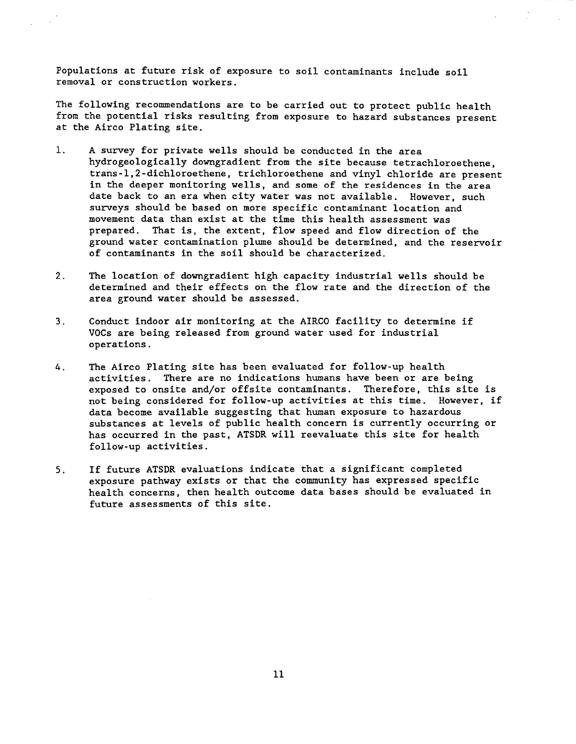Populations at future risk of exposure to soil contaminants include soil removal or construction workers.

The following recommendations are to be carried out to protect public health from the potential risks resulting from exposure to hazard substances present at the Airco Plating site.

1. A survey for private wells should be conducted in the area hydrogeologically downgradient from the site because tetrachloroethene, trans-1,2-dichloroethene, trichloroethene and vinyl chloride are present in the deeper monitoring wells, and some of the residences in the area date back to an era when city water was not available. However, such surveys should be based on more specific contaminant location and movement data than exist at the time this health assessment was prepared. That is, the extent, flow speed and flow direction of the ground water contamination plume should be determined, and the reservoir of contaminants in the soil should be characterized.

2. The location of downgradient high capacity industrial wells should be determined and their effects on the flow rate and the direction of the area ground water should be assessed.

3. Conduct indoor air monitoring at the AIRCO facility to determine if VOCs are being released from ground water used for industrial operations.

4. The Airco Plating site has been evaluated for follow-up health activities. There are no indications humans have been or are being exposed to onsite and/or offsite contaminants. Therefore, this site is not being considered for follow-up activities at this time. However, if data become available suggesting that human exposure to hazardous substances at levels of public health concern is currently occurring or has occurred in the past, ATSDR will reevaluate this site for health follow-up activities.

5. If future ATSDR evaluations indicate that a significant completed exposure pathway exists or that the community has expressed specific health concerns, then health outcome data bases should be evaluated in future assessments of this site.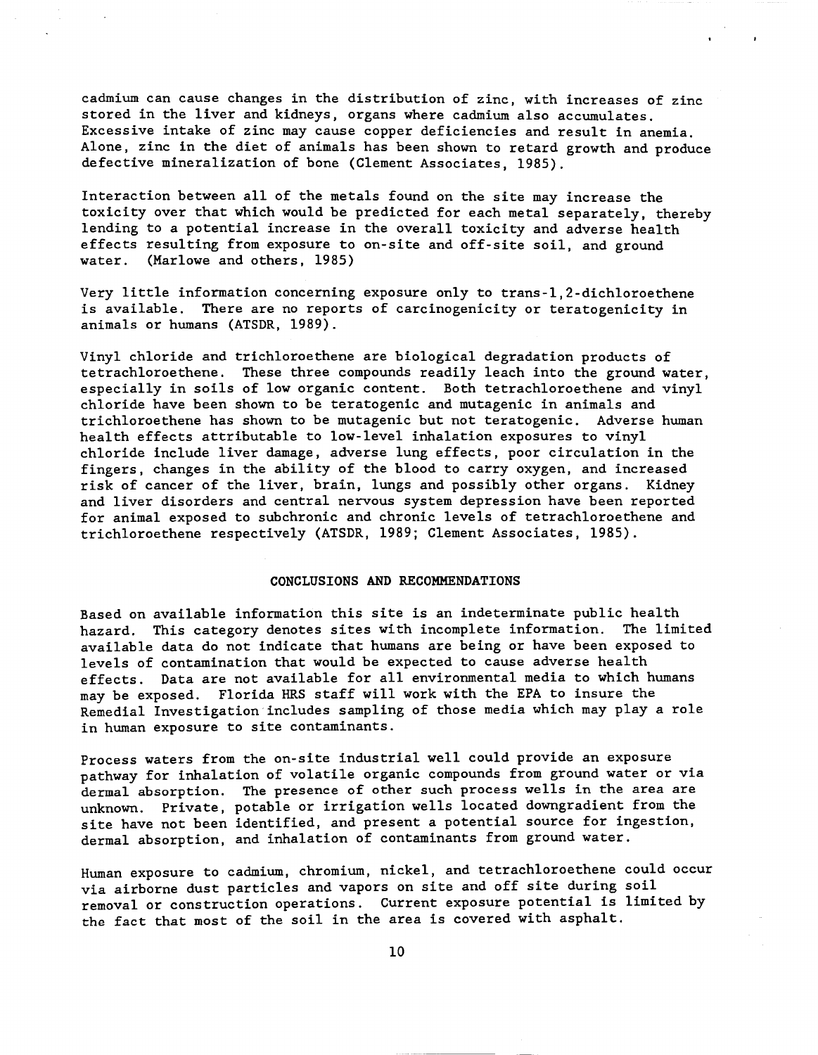cadmium can cause changes in the distribution of zinc, with increases of zinc stored in the liver and kidneys, organs where cadmium also accumulates. Excessive intake of zinc may cause copper deficiencies and result in anemia. Alone, zinc in the diet of animals has been shown to retard growth and produce defective mineralization of bone (Clement Associates, 1985).

Interaction between all of the metals found on the site may increase the toxicity over that which would be predicted for each metal separately, thereby lending to a potential increase in the overall toxicity and adverse health effects resulting from exposure to on-site and off-site soil, and ground water. (Marlowe and others, 1985)

Very little information concerning exposure only to trans-1,2-dichloroethene is available. There are no reports of carcinogenicity or teratogenicity in animals or humans (ATSDR, 1989).

Vinyl chloride and trichloroethene are biological degradation products of tetrachloroethene. These three compounds readily leach into the ground water, especially in soils of low organic content. Both tetrachloroethene and vinyl chloride have been shown to be teratogenic and mutagenic in animals and trichloroethene has shown to be mutagenic but not teratogenic. Adverse human health effects attributable to low-level inhalation exposures to vinyl chloride include liver damage, adverse lung effects, poor circulation in the fingers, changes in the ability of the blood to carry oxygen, and increased risk of cancer of the liver, brain, lungs and possibly other organs. Kidney and liver disorders and central nervous system depression have been reported for animal exposed to subchronic and chronic levels of tetrachloroethene and trichloroethene respectively (ATSDR, 1989; Clement Associates, 1985).

## CONCLUSIONS AND RECOMMENDATIONS

Based on available information this site is an indeterminate public health hazard. This category denotes sites with incomplete information. The limited available data do not indicate that humans are being or have been exposed to levels of contamination that would be expected to cause adverse health effects. Data are not available for all environmental media to which humans may be exposed. Florida HRS staff will work with the EPA to insure the Remedial Investigation includes sampling of those media which may play a role in human exposure to site contaminants.

Process waters from the on-site industrial well could provide an exposure pathway for inhalation of volatile organic compounds from ground water or via dermal absorption. The presence of other such process wells in the area are unknown. Private, potable or irrigation wells located downgradient from the site have not been identified, and present a potential source for ingestion, dermal absorption, and inhalation of contaminants from ground water.

Human exposure to cadmium, chromium, nickel, and tetrachloroethene could occur via airborne dust particles and vapors on site and off site during soil removal or construction operations. Current exposure potential is limited by the fact that most of the soil in the area is covered with asphalt.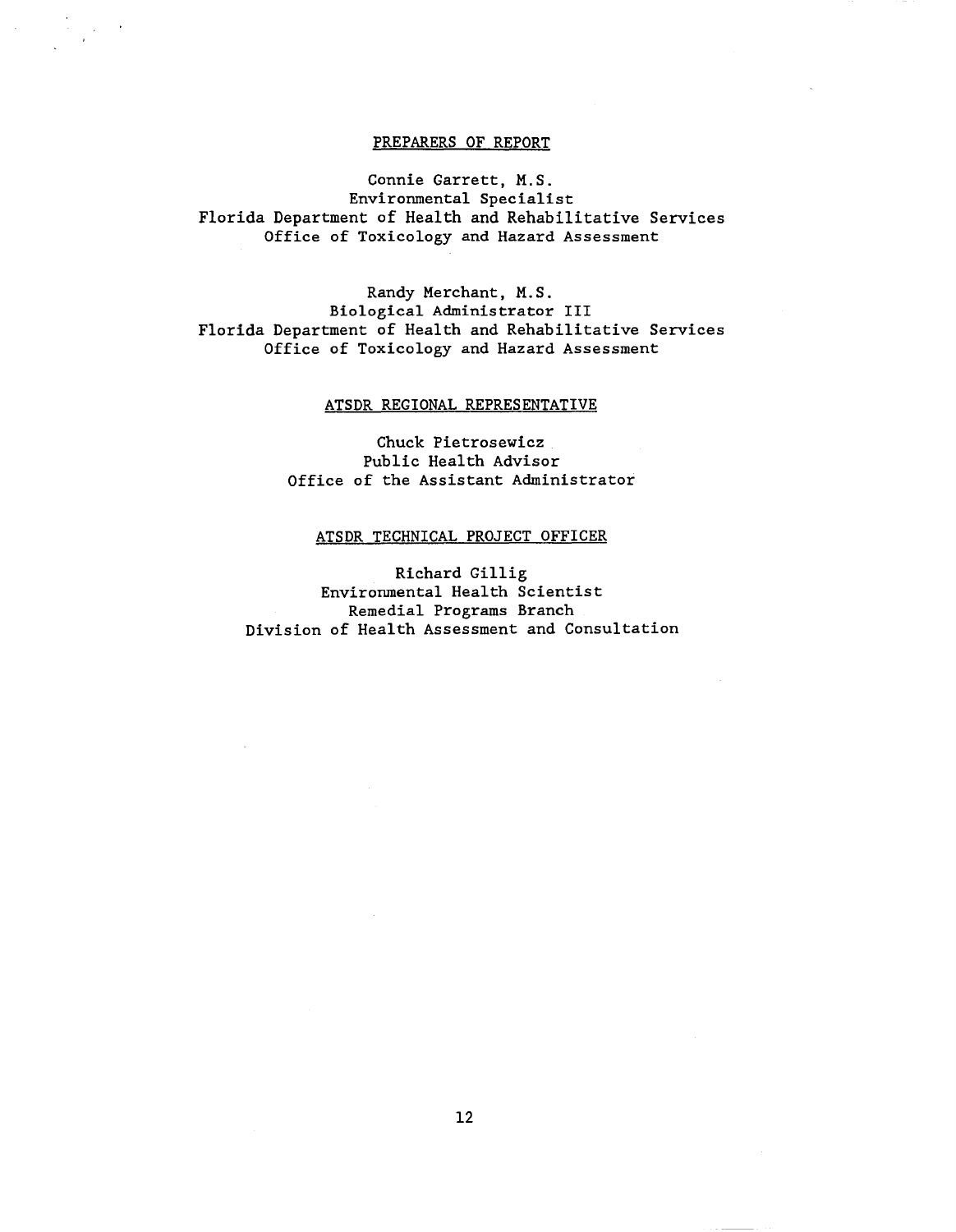## PREPARERS OF REPORT

Connie Garrett, M.S.
Environmental Specialist
Florida Department of Health and Rehabilitative Services
Office of Toxicology and Hazard Assessment

Randy Merchant, M.S.
Biological Administrator III
Florida Department of Health and Rehabilitative Services
Office of Toxicology and Hazard Assessment

## ATSDR REGIONAL REPRESENTATIVE

Chuck Pietrosewicz
Public Health Advisor
Office of the Assistant Administrator

## ATSDR TECHNICAL PROJECT OFFICER

Richard Gillig
Environmental Health Scientist
Remedial Programs Branch
Division of Health Assessment and Consultation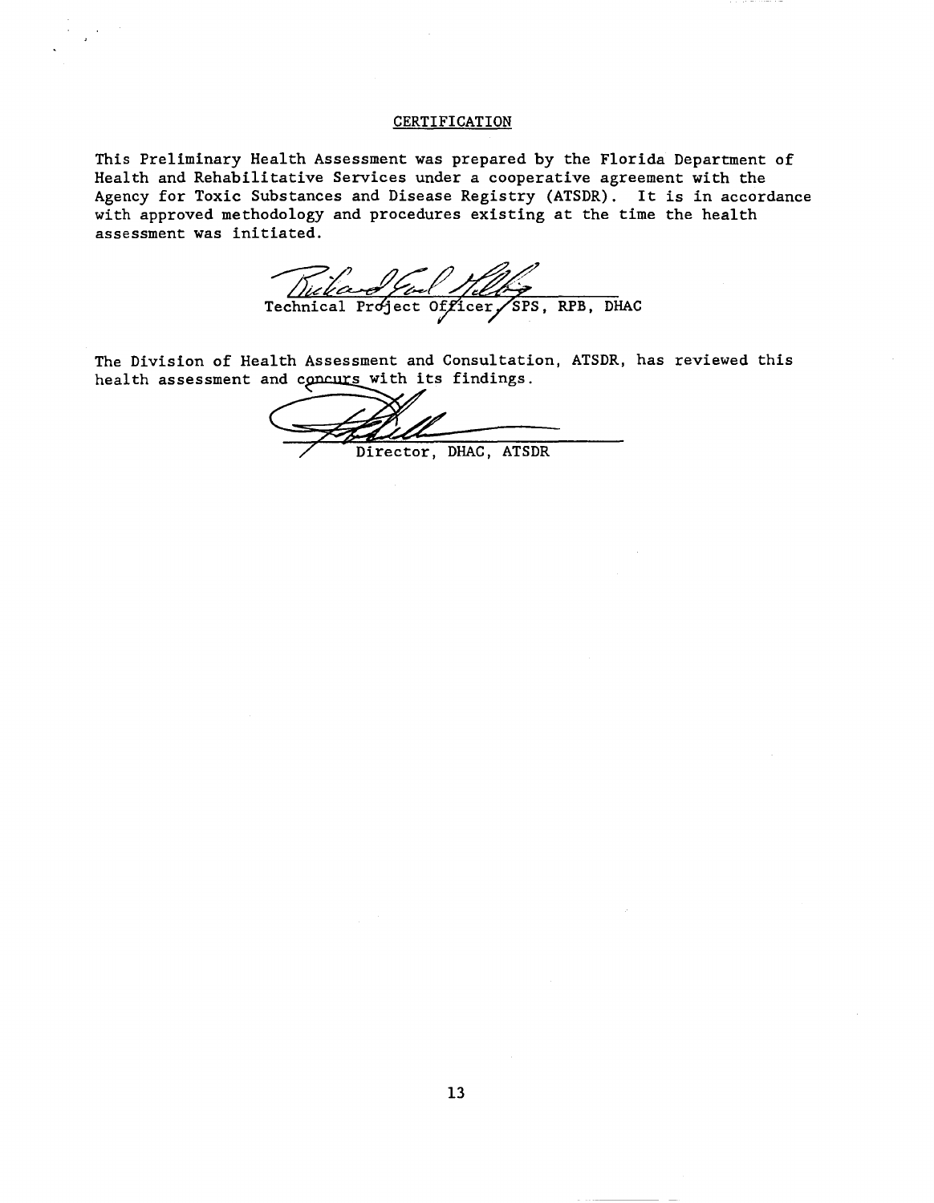## CERTIFICATION

This Preliminary Health Assessment was prepared by the Florida Department of Health and Rehabilitative Services under a cooperative agreement with the Agency for Toxic Substances and Disease Registry (ATSDR). It is in accordance with approved methodology and procedures existing at the time the health assessment was initiated.

Technical Project Officer, SPS, RPB, DHAC

The Division of Health Assessment and Consultation, ATSDR, has reviewed this health assessment and concurs with its findings.

Director, DHAC, ATSDR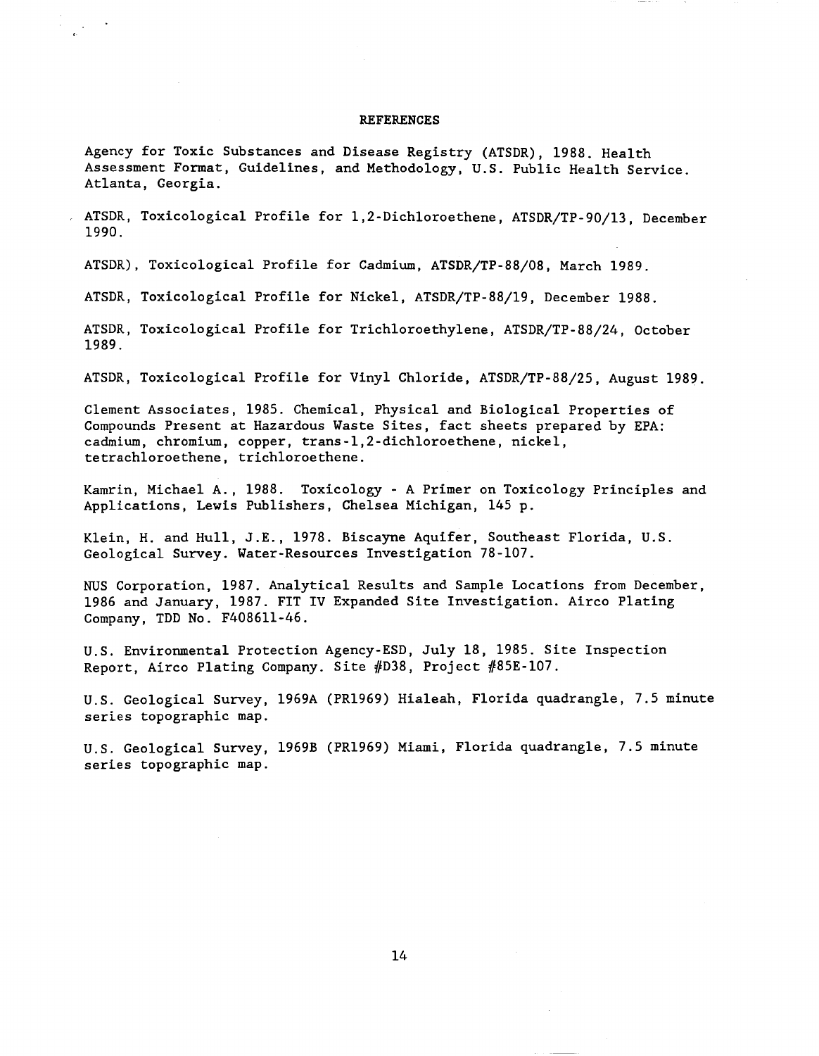# REFERENCES

Agency for Toxic Substances and Disease Registry (ATSDR), 1988. Health Assessment Format, Guidelines, and Methodology, U.S. Public Health Service. Atlanta, Georgia.

ATSDR, Toxicological Profile for 1,2-Dichloroethene, ATSDR/TP-90/13, December 1990.

ATSDR), Toxicological Profile for Cadmium, ATSDR/TP-88/08, March 1989.

ATSDR, Toxicological Profile for Nickel, ATSDR/TP-88/19, December 1988.

ATSDR, Toxicological Profile for Trichloroethylene, ATSDR/TP-88/24, October 1989.

ATSDR, Toxicological Profile for Vinyl Chloride, ATSDR/TP-88/25, August 1989.

Clement Associates, 1985. Chemical, Physical and Biological Properties of Compounds Present at Hazardous Waste Sites, fact sheets prepared by EPA: cadmium, chromium, copper, trans-1,2-dichloroethene, nickel, tetrachloroethene, trichloroethene.

Kamrin, Michael A., 1988. Toxicology - A Primer on Toxicology Principles and Applications, Lewis Publishers, Chelsea Michigan, 145 p.

Klein, H. and Hull, J.E., 1978. Biscayne Aquifer, Southeast Florida, U.S. Geological Survey. Water-Resources Investigation 78-107.

NUS Corporation, 1987. Analytical Results and Sample Locations from December, 1986 and January, 1987. FIT IV Expanded Site Investigation. Airco Plating Company, TDD No. F408611-46.

U.S. Environmental Protection Agency-ESD, July 18, 1985. Site Inspection Report, Airco Plating Company. Site #D38, Project #85E-107.

U.S. Geological Survey, 1969A (PR1969) Hialeah, Florida quadrangle, 7.5 minute series topographic map.

U.S. Geological Survey, 1969B (PR1969) Miami, Florida quadrangle, 7.5 minute series topographic map.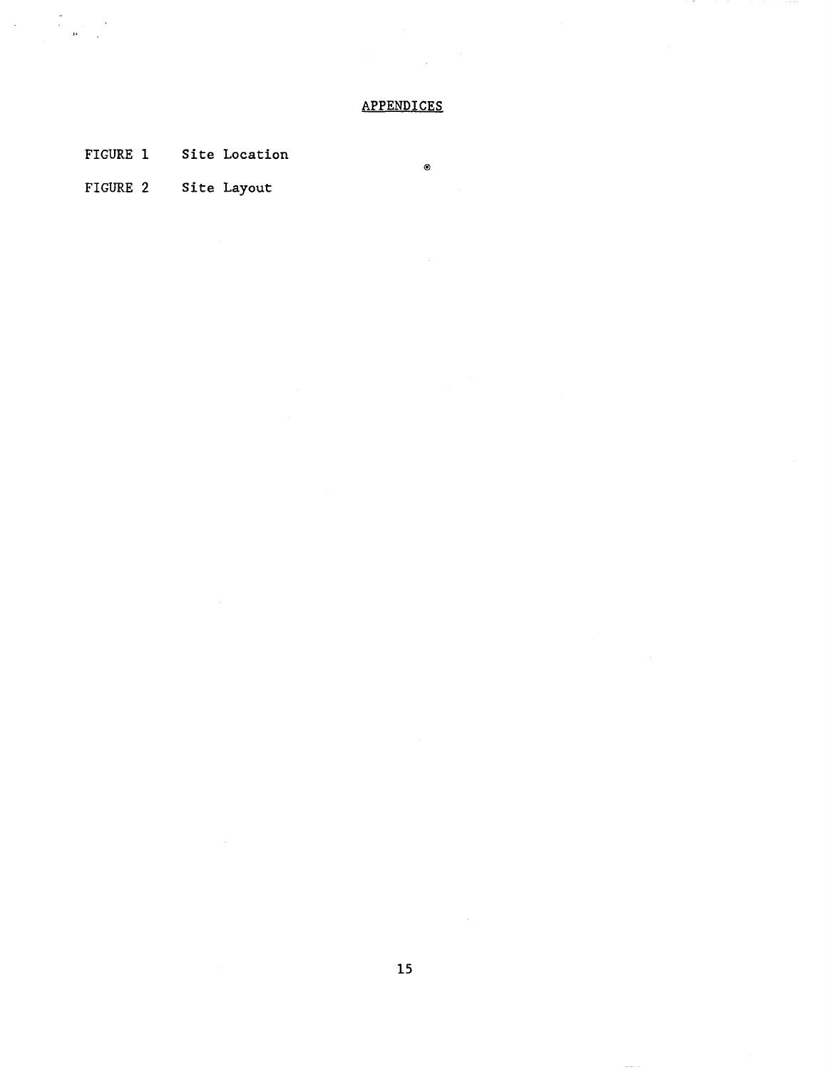## APPENDICES

FIGURE 1 Site Location

FIGURE 2 Site Layout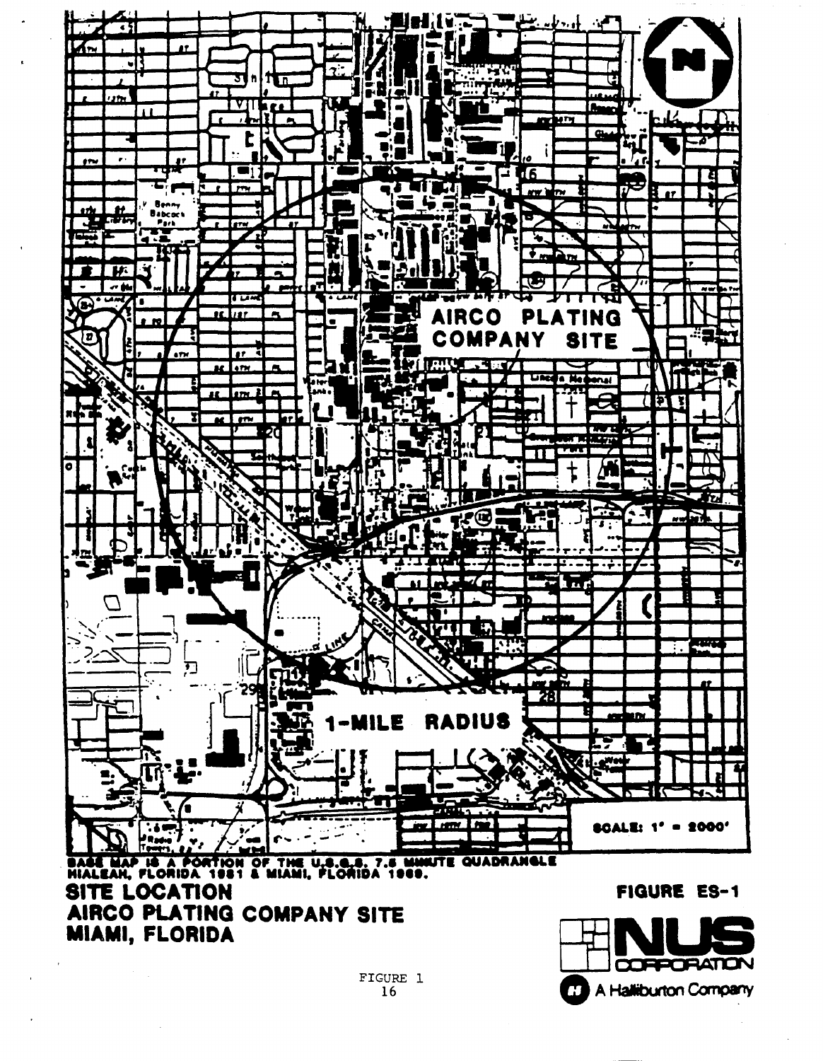AIRCO PLATING COMPANY SITE

1-MILE RADIUS

SCALE: 1" = 2000'

BASE MAP IS A PORTION OF THE U.S.G.S. 7.5 MINUTE QUADRANGLE HIALEAH, FLORIDA 1981 & MIAMI, FLORIDA 1969.

**SITE LOCATION**
**AIRCO PLATING COMPANY SITE**
**MIAMI, FLORIDA**

**FIGURE ES-1**

NUS CORPORATION
A Halliburton Company

FIGURE 1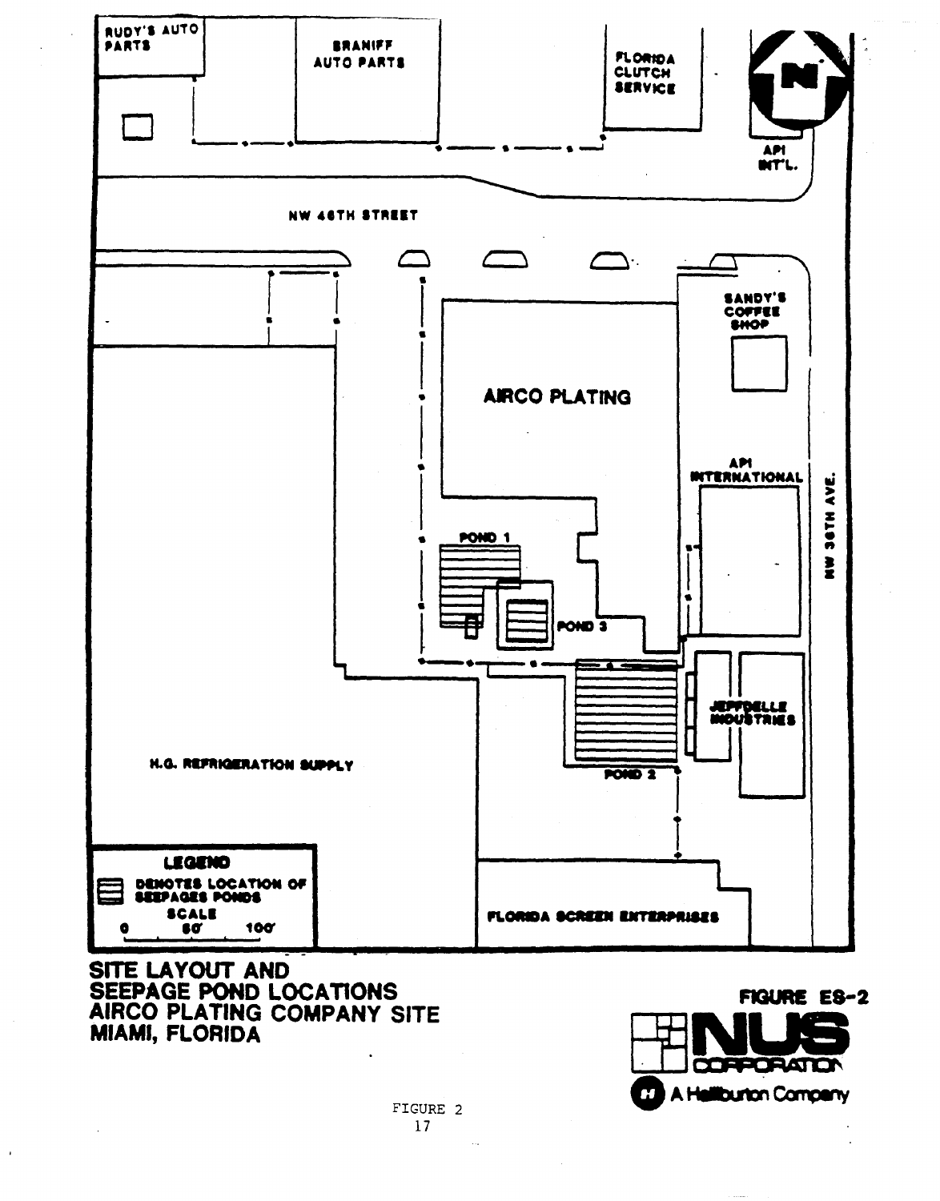RUDY'S AUTO PARTS

BRANIFF AUTO PARTS

FLORIDA CLUTCH SERVICE

N

API INT'L.

NW 46TH STREET

SANDY'S COFFEE SHOP

AIRCO PLATING

API INTERNATIONAL

NW 36TH AVE.

POND 1

POND 3

POND 2

JEFFDELLE INDUSTRIES

H.G. REFRIGERATION SUPPLY

LEGEND

DENOTES LOCATION OF SEEPAGES PONDS

SCALE

0 50' 100'

FLORIDA SCREEN ENTERPRISES

**SITE LAYOUT AND SEEPAGE POND LOCATIONS AIRCO PLATING COMPANY SITE MIAMI, FLORIDA**

**FIGURE ES-2**

NUS CORPORATION

A Halliburton Company

FIGURE 2